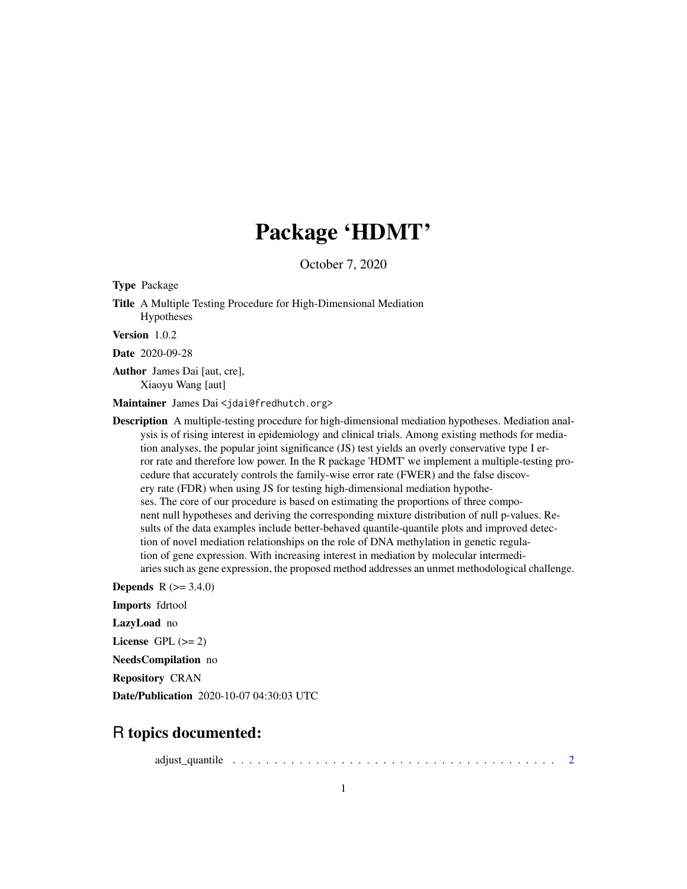# Package 'HDMT'

October 7, 2020

**Type** Package

**Title** A Multiple Testing Procedure for High-Dimensional Mediation Hypotheses

**Version** 1.0.2

**Date** 2020-09-28

**Author** James Dai [aut, cre], Xiaoyu Wang [aut]

**Maintainer** James Dai <jdai@fredhutch.org>

**Description** A multiple-testing procedure for high-dimensional mediation hypotheses. Mediation analysis is of rising interest in epidemiology and clinical trials. Among existing methods for mediation analyses, the popular joint significance (JS) test yields an overly conservative type I error rate and therefore low power. In the R package 'HDMT' we implement a multiple-testing procedure that accurately controls the family-wise error rate (FWER) and the false discovery rate (FDR) when using JS for testing high-dimensional mediation hypotheses. The core of our procedure is based on estimating the proportions of three component null hypotheses and deriving the corresponding mixture distribution of null p-values. Results of the data examples include better-behaved quantile-quantile plots and improved detection of novel mediation relationships on the role of DNA methylation in genetic regulation of gene expression. With increasing interest in mediation by molecular intermediaries such as gene expression, the proposed method addresses an unmet methodological challenge.

**Depends** R (>= 3.4.0)

**Imports** fdrtool

**LazyLoad** no

**License** GPL (>= 2)

**NeedsCompilation** no

**Repository** CRAN

**Date/Publication** 2020-10-07 04:30:03 UTC

## R topics documented:

adjust_quantile . . . . . . . . . . . . . . . . . . . . . . . . . . . . . . . . . . . . . . . 2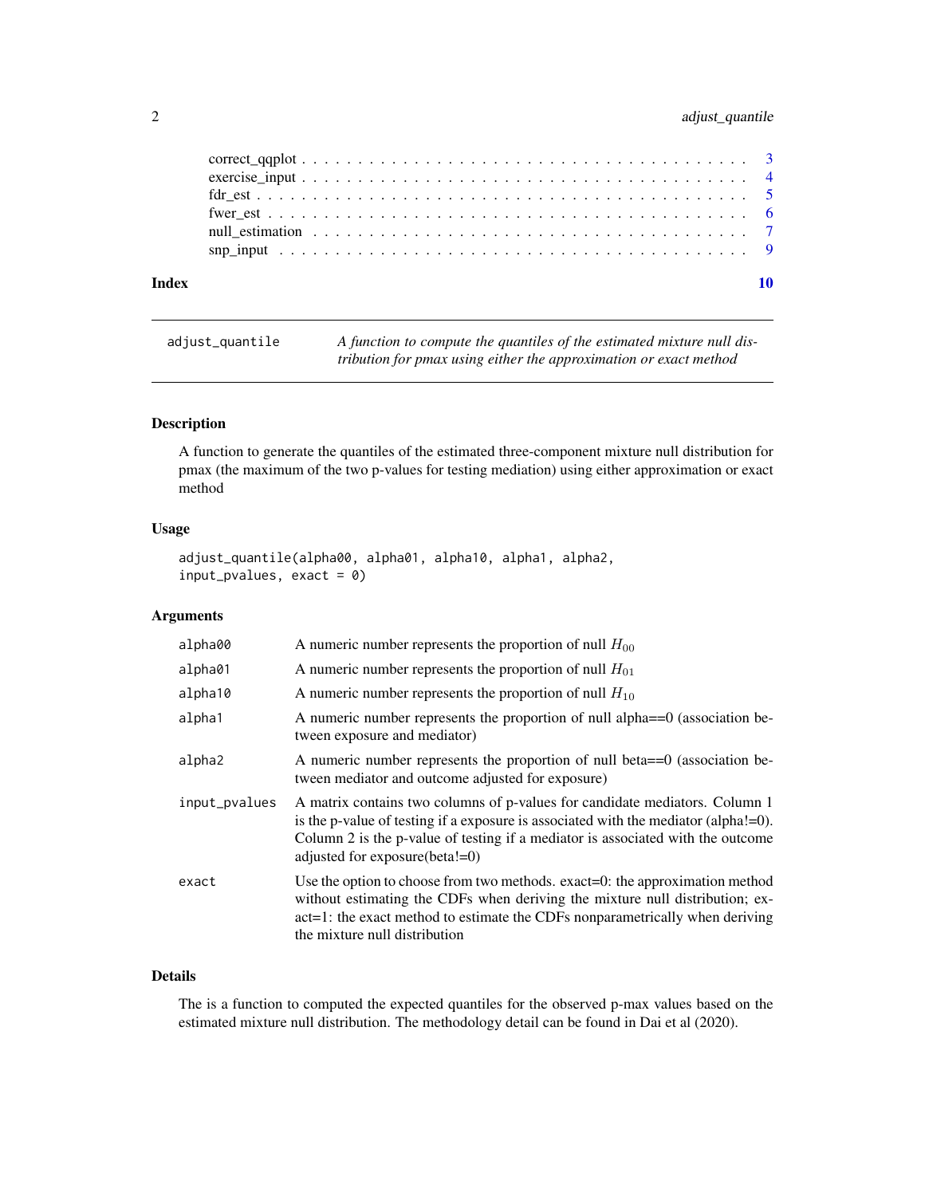correct_qqplot . . . . . . . . . . . . . . . . . . . . . . . . . . . . . . . . . . . . 3
exercise_input . . . . . . . . . . . . . . . . . . . . . . . . . . . . . . . . . . . . 4
fdr_est . . . . . . . . . . . . . . . . . . . . . . . . . . . . . . . . . . . . . . . . 5
fwer_est . . . . . . . . . . . . . . . . . . . . . . . . . . . . . . . . . . . . . . . 6
null_estimation . . . . . . . . . . . . . . . . . . . . . . . . . . . . . . . . . . . 7
snp_input . . . . . . . . . . . . . . . . . . . . . . . . . . . . . . . . . . . . . . 9

**Index** **10**

---

## adjust_quantile

*A function to compute the quantiles of the estimated mixture null distribution for pmax using either the approximation or exact method*

---

### Description

A function to generate the quantiles of the estimated three-component mixture null distribution for pmax (the maximum of the two p-values for testing mediation) using either approximation or exact method

### Usage

```
adjust_quantile(alpha00, alpha01, alpha10, alpha1, alpha2,
input_pvalues, exact = 0)
```

### Arguments

| | |
|---|---|
| `alpha00` | A numeric number represents the proportion of null $H_{00}$ |
| `alpha01` | A numeric number represents the proportion of null $H_{01}$ |
| `alpha10` | A numeric number represents the proportion of null $H_{10}$ |
| `alpha1` | A numeric number represents the proportion of null alpha==0 (association between exposure and mediator) |
| `alpha2` | A numeric number represents the proportion of null beta==0 (association between mediator and outcome adjusted for exposure) |
| `input_pvalues` | A matrix contains two columns of p-values for candidate mediators. Column 1 is the p-value of testing if a exposure is associated with the mediator (alpha!=0). Column 2 is the p-value of testing if a mediator is associated with the outcome adjusted for exposure(beta!=0) |
| `exact` | Use the option to choose from two methods. exact=0: the approximation method without estimating the CDFs when deriving the mixture null distribution; exact=1: the exact method to estimate the CDFs nonparametrically when deriving the mixture null distribution |

### Details

The is a function to computed the expected quantiles for the observed p-max values based on the estimated mixture null distribution. The methodology detail can be found in Dai et al (2020).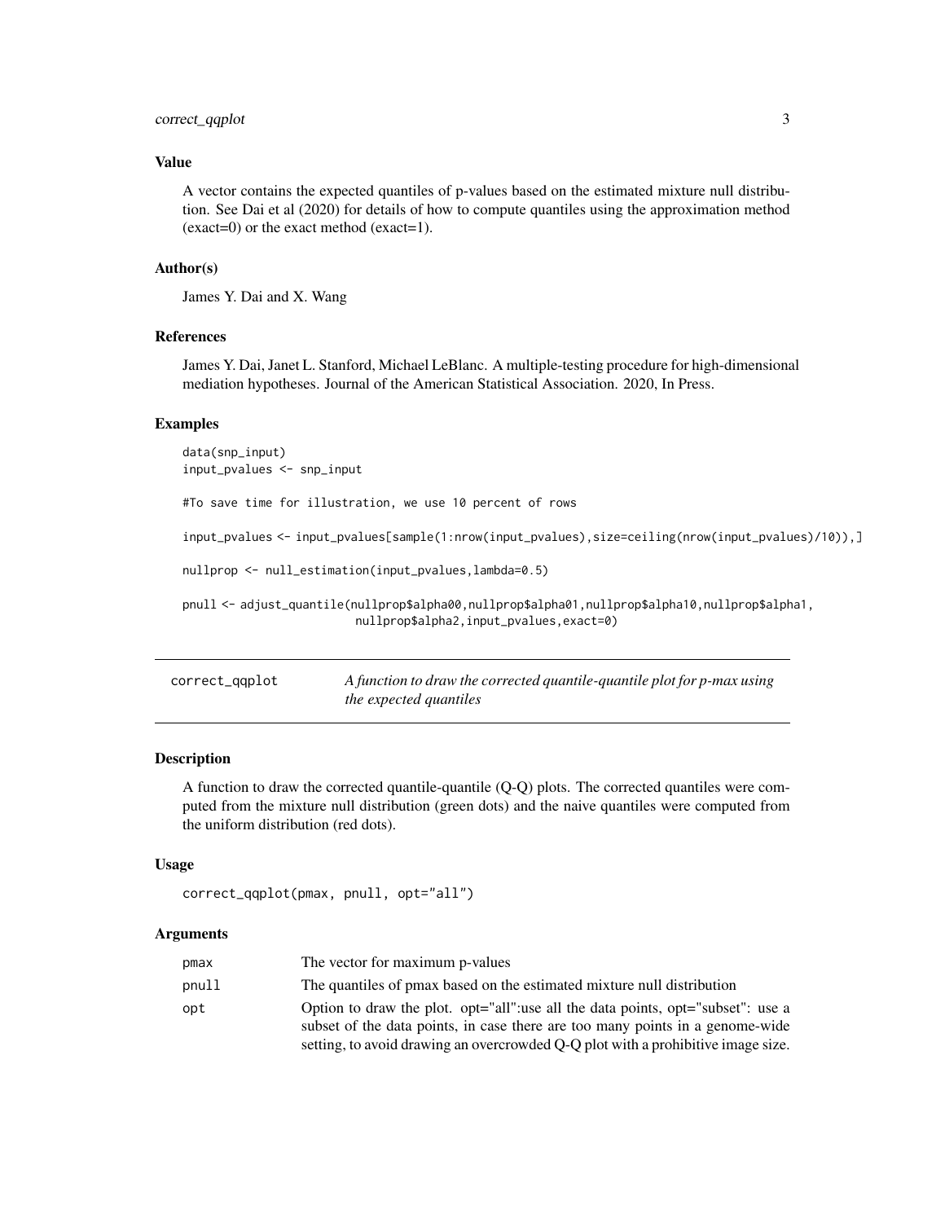### Value

A vector contains the expected quantiles of p-values based on the estimated mixture null distribution. See Dai et al (2020) for details of how to compute quantiles using the approximation method (exact=0) or the exact method (exact=1).

### Author(s)

James Y. Dai and X. Wang

### References

James Y. Dai, Janet L. Stanford, Michael LeBlanc. A multiple-testing procedure for high-dimensional mediation hypotheses. Journal of the American Statistical Association. 2020, In Press.

### Examples

```
data(snp_input)
input_pvalues <- snp_input

#To save time for illustration, we use 10 percent of rows

input_pvalues <- input_pvalues[sample(1:nrow(input_pvalues),size=ceiling(nrow(input_pvalues)/10)),]

nullprop <- null_estimation(input_pvalues,lambda=0.5)

pnull <- adjust_quantile(nullprop$alpha00,nullprop$alpha01,nullprop$alpha10,nullprop$alpha1,
                         nullprop$alpha2,input_pvalues,exact=0)
```

---

## correct_qqplot — *A function to draw the corrected quantile-quantile plot for p-max using the expected quantiles*

### Description

A function to draw the corrected quantile-quantile (Q-Q) plots. The corrected quantiles were computed from the mixture null distribution (green dots) and the naive quantiles were computed from the uniform distribution (red dots).

### Usage

```
correct_qqplot(pmax, pnull, opt="all")
```

### Arguments

| | |
|---|---|
| pmax | The vector for maximum p-values |
| pnull | The quantiles of pmax based on the estimated mixture null distribution |
| opt | Option to draw the plot. opt="all":use all the data points, opt="subset": use a subset of the data points, in case there are too many points in a genome-wide setting, to avoid drawing an overcrowded Q-Q plot with a prohibitive image size. |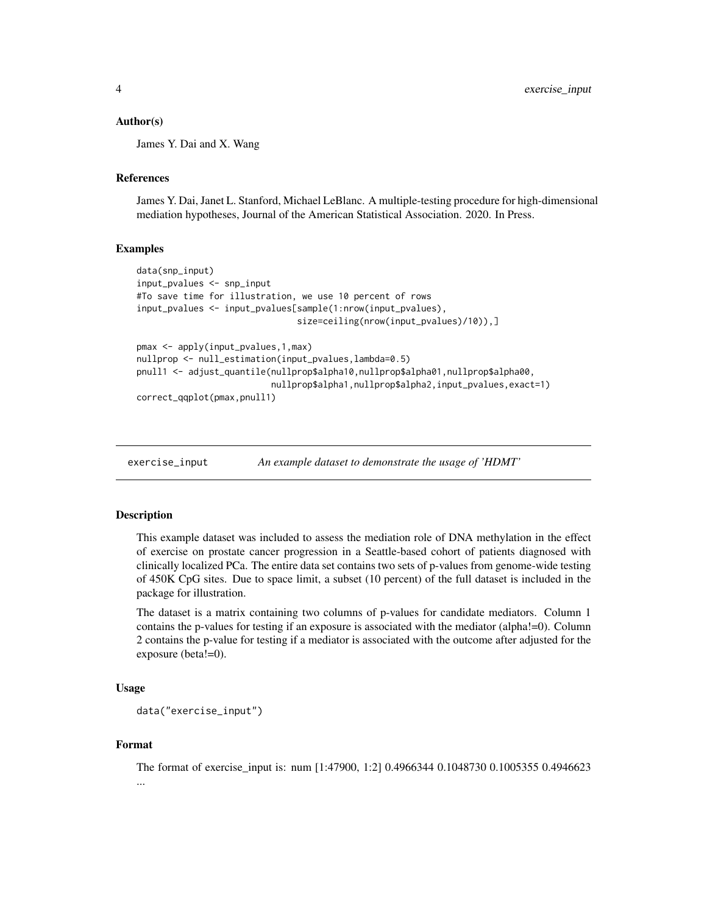### Author(s)

James Y. Dai and X. Wang

### References

James Y. Dai, Janet L. Stanford, Michael LeBlanc. A multiple-testing procedure for high-dimensional mediation hypotheses, Journal of the American Statistical Association. 2020. In Press.

### Examples

```
data(snp_input)
input_pvalues <- snp_input
#To save time for illustration, we use 10 percent of rows
input_pvalues <- input_pvalues[sample(1:nrow(input_pvalues),
                                size=ceiling(nrow(input_pvalues)/10)),]

pmax <- apply(input_pvalues,1,max)
nullprop <- null_estimation(input_pvalues,lambda=0.5)
pnull1 <- adjust_quantile(nullprop$alpha10,nullprop$alpha01,nullprop$alpha00,
                          nullprop$alpha1,nullprop$alpha2,input_pvalues,exact=1)
correct_qqplot(pmax,pnull1)
```

---

## exercise_input — *An example dataset to demonstrate the usage of 'HDMT'*

---

### Description

This example dataset was included to assess the mediation role of DNA methylation in the effect of exercise on prostate cancer progression in a Seattle-based cohort of patients diagnosed with clinically localized PCa. The entire data set contains two sets of p-values from genome-wide testing of 450K CpG sites. Due to space limit, a subset (10 percent) of the full dataset is included in the package for illustration.

The dataset is a matrix containing two columns of p-values for candidate mediators. Column 1 contains the p-values for testing if an exposure is associated with the mediator (alpha!=0). Column 2 contains the p-value for testing if a mediator is associated with the outcome after adjusted for the exposure (beta!=0).

### Usage

```
data("exercise_input")
```

### Format

The format of exercise_input is: num [1:47900, 1:2] 0.4966344 0.1048730 0.1005355 0.4946623 ...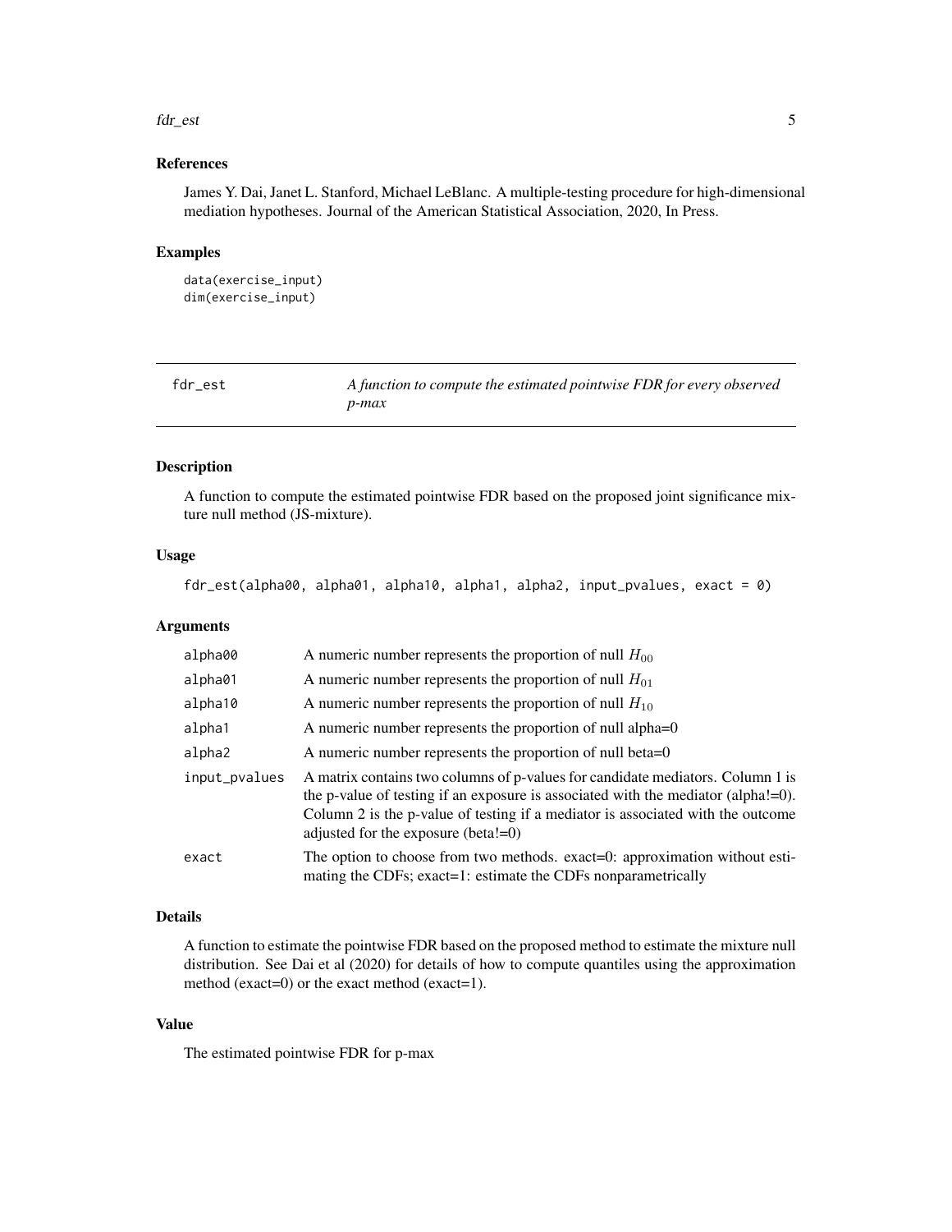### References

James Y. Dai, Janet L. Stanford, Michael LeBlanc. A multiple-testing procedure for high-dimensional mediation hypotheses. Journal of the American Statistical Association, 2020, In Press.

### Examples

```
data(exercise_input)
dim(exercise_input)
```

---

## fdr_est — *A function to compute the estimated pointwise FDR for every observed p-max*

---

### Description

A function to compute the estimated pointwise FDR based on the proposed joint significance mixture null method (JS-mixture).

### Usage

```
fdr_est(alpha00, alpha01, alpha10, alpha1, alpha2, input_pvalues, exact = 0)
```

### Arguments

| | |
|---|---|
| alpha00 | A numeric number represents the proportion of null $H_{00}$ |
| alpha01 | A numeric number represents the proportion of null $H_{01}$ |
| alpha10 | A numeric number represents the proportion of null $H_{10}$ |
| alpha1 | A numeric number represents the proportion of null alpha=0 |
| alpha2 | A numeric number represents the proportion of null beta=0 |
| input_pvalues | A matrix contains two columns of p-values for candidate mediators. Column 1 is the p-value of testing if an exposure is associated with the mediator (alpha!=0). Column 2 is the p-value of testing if a mediator is associated with the outcome adjusted for the exposure (beta!=0) |
| exact | The option to choose from two methods. exact=0: approximation without estimating the CDFs; exact=1: estimate the CDFs nonparametrically |

### Details

A function to estimate the pointwise FDR based on the proposed method to estimate the mixture null distribution. See Dai et al (2020) for details of how to compute quantiles using the approximation method (exact=0) or the exact method (exact=1).

### Value

The estimated pointwise FDR for p-max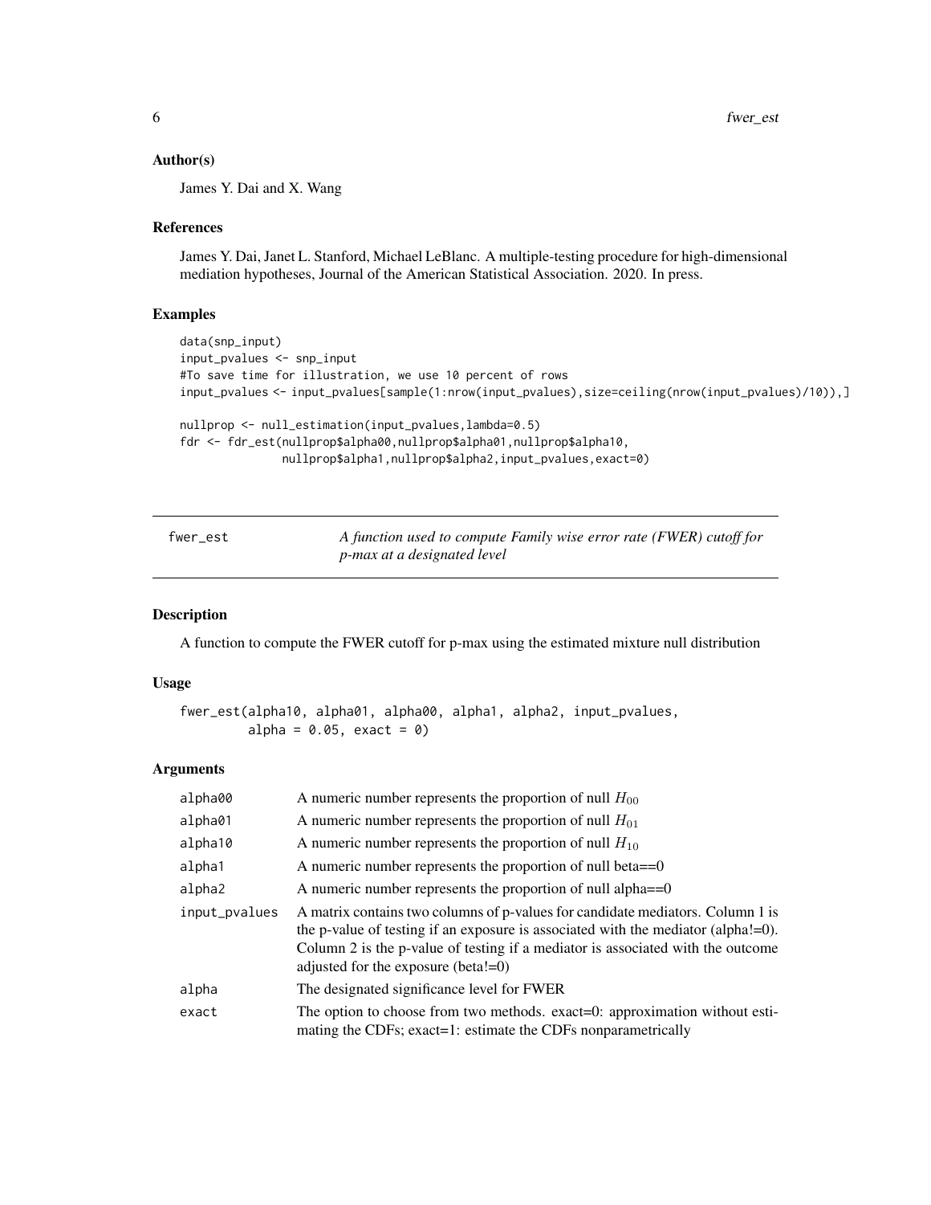## Author(s)

James Y. Dai and X. Wang

## References

James Y. Dai, Janet L. Stanford, Michael LeBlanc. A multiple-testing procedure for high-dimensional mediation hypotheses, Journal of the American Statistical Association. 2020. In press.

## Examples

```
data(snp_input)
input_pvalues <- snp_input
#To save time for illustration, we use 10 percent of rows
input_pvalues <- input_pvalues[sample(1:nrow(input_pvalues),size=ceiling(nrow(input_pvalues)/10)),]

nullprop <- null_estimation(input_pvalues,lambda=0.5)
fdr <- fdr_est(nullprop$alpha00,nullprop$alpha01,nullprop$alpha10,
               nullprop$alpha1,nullprop$alpha2,input_pvalues,exact=0)
```

---

`fwer_est` *A function used to compute Family wise error rate (FWER) cutoff for p-max at a designated level*

---

## Description

A function to compute the FWER cutoff for p-max using the estimated mixture null distribution

## Usage

```
fwer_est(alpha10, alpha01, alpha00, alpha1, alpha2, input_pvalues,
         alpha = 0.05, exact = 0)
```

## Arguments

| | |
|---|---|
| alpha00 | A numeric number represents the proportion of null $H_{00}$ |
| alpha01 | A numeric number represents the proportion of null $H_{01}$ |
| alpha10 | A numeric number represents the proportion of null $H_{10}$ |
| alpha1 | A numeric number represents the proportion of null beta==0 |
| alpha2 | A numeric number represents the proportion of null alpha==0 |
| input_pvalues | A matrix contains two columns of p-values for candidate mediators. Column 1 is the p-value of testing if an exposure is associated with the mediator (alpha!=0). Column 2 is the p-value of testing if a mediator is associated with the outcome adjusted for the exposure (beta!=0) |
| alpha | The designated significance level for FWER |
| exact | The option to choose from two methods. exact=0: approximation without estimating the CDFs; exact=1: estimate the CDFs nonparametrically |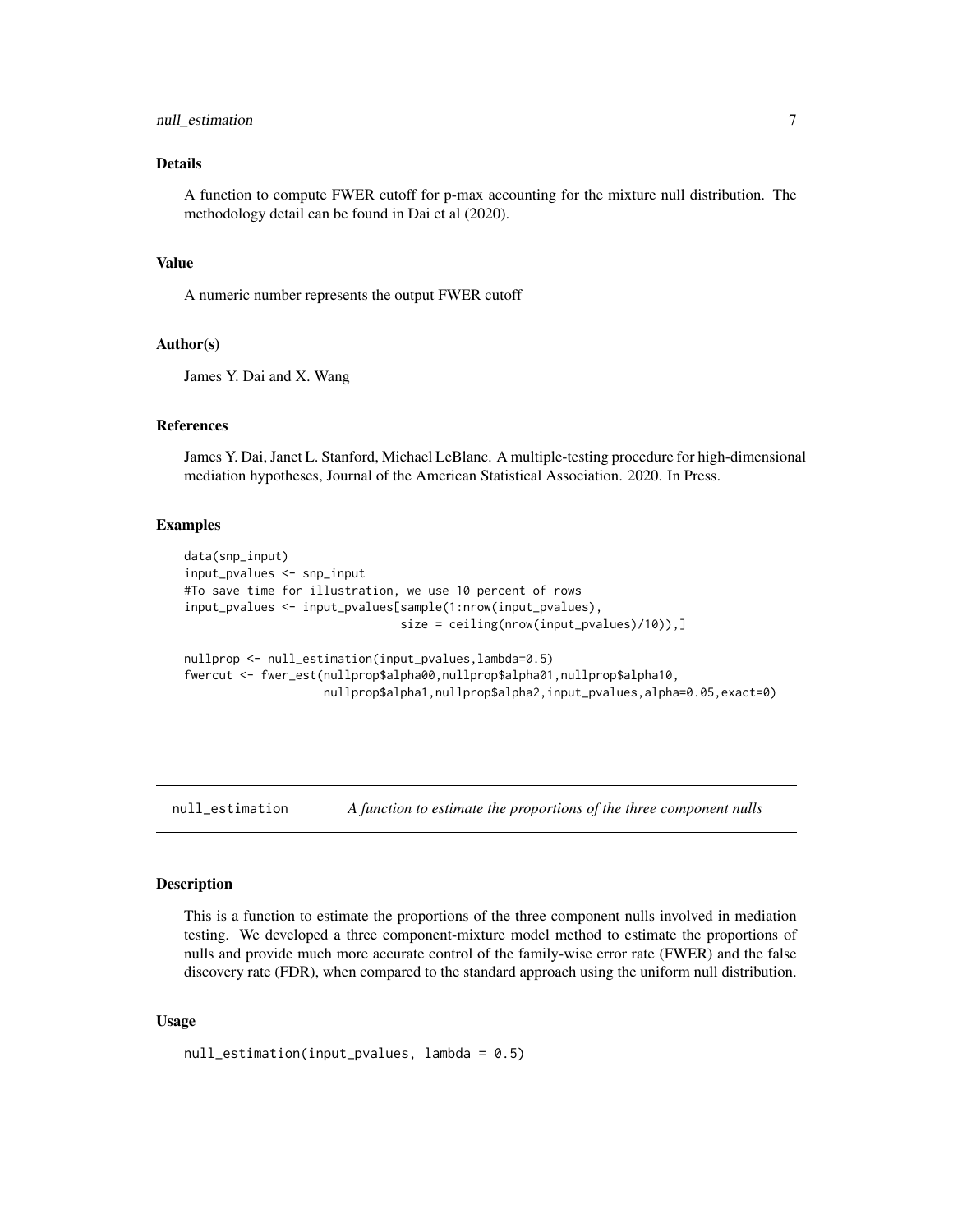### Details

A function to compute FWER cutoff for p-max accounting for the mixture null distribution. The methodology detail can be found in Dai et al (2020).

### Value

A numeric number represents the output FWER cutoff

### Author(s)

James Y. Dai and X. Wang

### References

James Y. Dai, Janet L. Stanford, Michael LeBlanc. A multiple-testing procedure for high-dimensional mediation hypotheses, Journal of the American Statistical Association. 2020. In Press.

### Examples

```
data(snp_input)
input_pvalues <- snp_input
#To save time for illustration, we use 10 percent of rows
input_pvalues <- input_pvalues[sample(1:nrow(input_pvalues),
                                size = ceiling(nrow(input_pvalues)/10)),]

nullprop <- null_estimation(input_pvalues,lambda=0.5)
fwercut <- fwer_est(nullprop$alpha00,nullprop$alpha01,nullprop$alpha10,
                    nullprop$alpha1,nullprop$alpha2,input_pvalues,alpha=0.05,exact=0)
```

---

## null_estimation &nbsp;&nbsp;&nbsp; *A function to estimate the proportions of the three component nulls*

---

### Description

This is a function to estimate the proportions of the three component nulls involved in mediation testing. We developed a three component-mixture model method to estimate the proportions of nulls and provide much more accurate control of the family-wise error rate (FWER) and the false discovery rate (FDR), when compared to the standard approach using the uniform null distribution.

### Usage

```
null_estimation(input_pvalues, lambda = 0.5)
```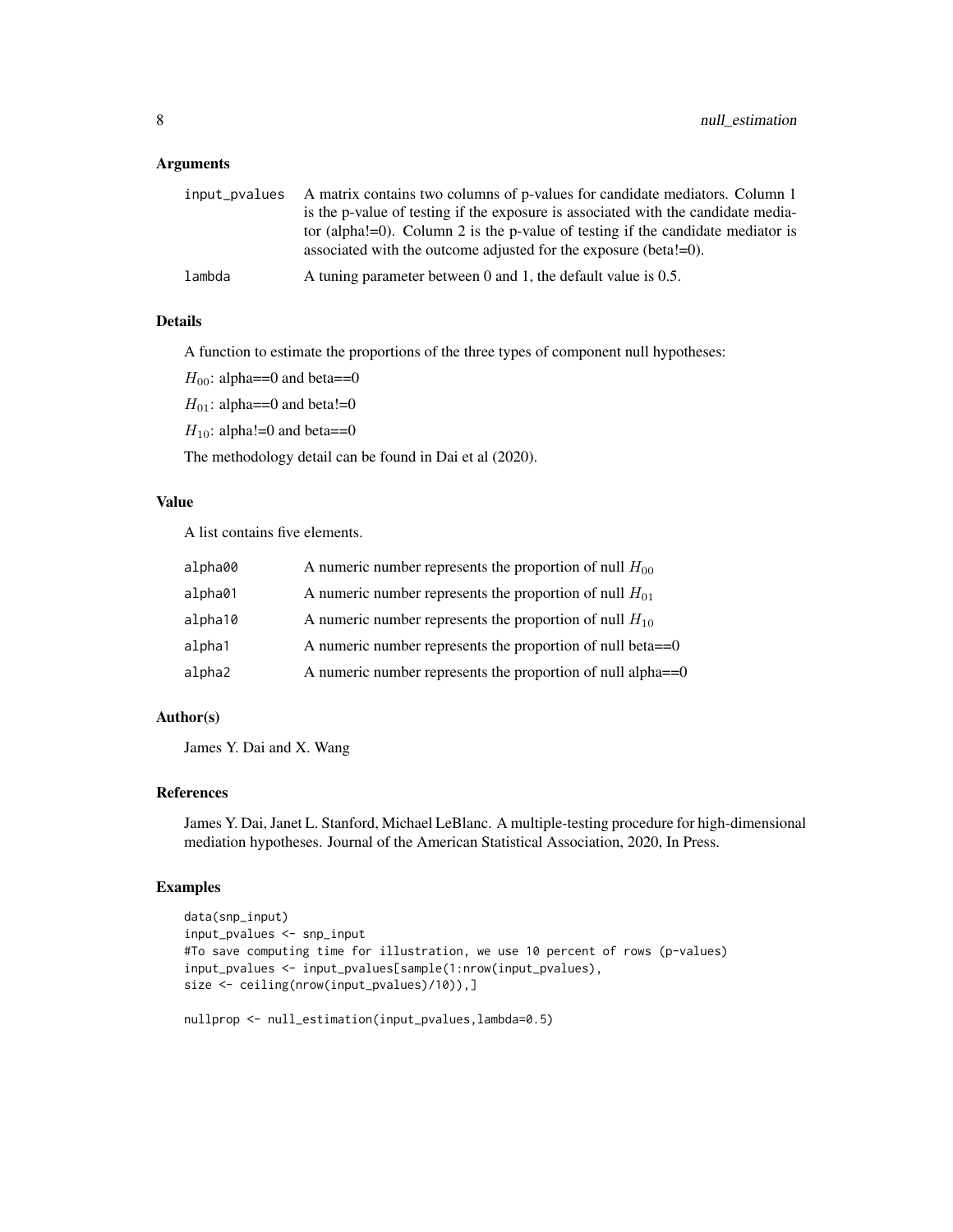### Arguments

| | |
|---|---|
| input_pvalues | A matrix contains two columns of p-values for candidate mediators. Column 1 is the p-value of testing if the exposure is associated with the candidate mediator (alpha!=0). Column 2 is the p-value of testing if the candidate mediator is associated with the outcome adjusted for the exposure (beta!=0). |
| lambda | A tuning parameter between 0 and 1, the default value is 0.5. |

### Details

A function to estimate the proportions of the three types of component null hypotheses:

$H_{00}$: alpha==0 and beta==0

$H_{01}$: alpha==0 and beta!=0

$H_{10}$: alpha!=0 and beta==0

The methodology detail can be found in Dai et al (2020).

### Value

A list contains five elements.

| | |
|---|---|
| alpha00 | A numeric number represents the proportion of null $H_{00}$ |
| alpha01 | A numeric number represents the proportion of null $H_{01}$ |
| alpha10 | A numeric number represents the proportion of null $H_{10}$ |
| alpha1 | A numeric number represents the proportion of null beta==0 |
| alpha2 | A numeric number represents the proportion of null alpha==0 |

### Author(s)

James Y. Dai and X. Wang

### References

James Y. Dai, Janet L. Stanford, Michael LeBlanc. A multiple-testing procedure for high-dimensional mediation hypotheses. Journal of the American Statistical Association, 2020, In Press.

### Examples

```
data(snp_input)
input_pvalues <- snp_input
#To save computing time for illustration, we use 10 percent of rows (p-values)
input_pvalues <- input_pvalues[sample(1:nrow(input_pvalues),
size <- ceiling(nrow(input_pvalues)/10)),]

nullprop <- null_estimation(input_pvalues,lambda=0.5)
```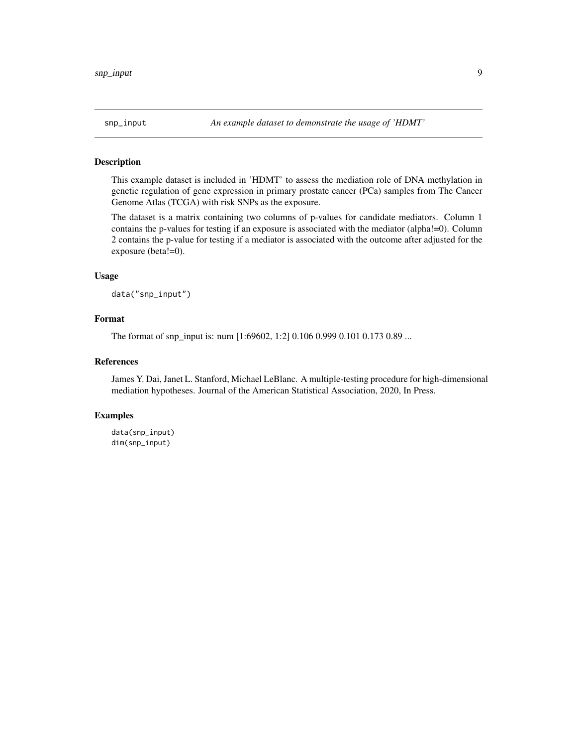## snp_input    *An example dataset to demonstrate the usage of 'HDMT'*

### Description

This example dataset is included in 'HDMT' to assess the mediation role of DNA methylation in genetic regulation of gene expression in primary prostate cancer (PCa) samples from The Cancer Genome Atlas (TCGA) with risk SNPs as the exposure.

The dataset is a matrix containing two columns of p-values for candidate mediators. Column 1 contains the p-values for testing if an exposure is associated with the mediator (alpha!=0). Column 2 contains the p-value for testing if a mediator is associated with the outcome after adjusted for the exposure (beta!=0).

### Usage

```
data("snp_input")
```

### Format

The format of snp_input is: num [1:69602, 1:2] 0.106 0.999 0.101 0.173 0.89 ...

### References

James Y. Dai, Janet L. Stanford, Michael LeBlanc. A multiple-testing procedure for high-dimensional mediation hypotheses. Journal of the American Statistical Association, 2020, In Press.

### Examples

```
data(snp_input)
dim(snp_input)
```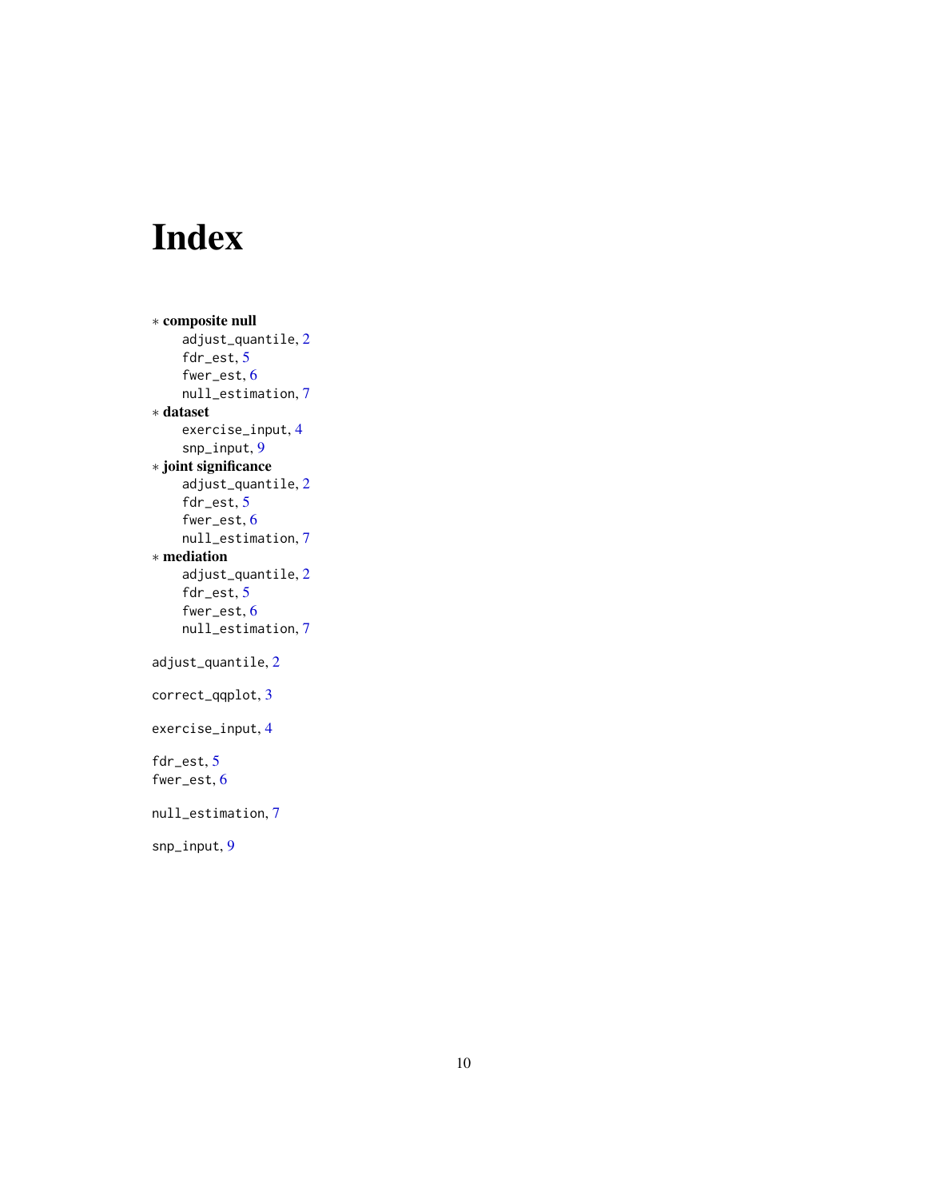# Index

∗ **composite null**
- adjust_quantile, 2
- fdr_est, 5
- fwer_est, 6
- null_estimation, 7

∗ **dataset**
- exercise_input, 4
- snp_input, 9

∗ **joint significance**
- adjust_quantile, 2
- fdr_est, 5
- fwer_est, 6
- null_estimation, 7

∗ **mediation**
- adjust_quantile, 2
- fdr_est, 5
- fwer_est, 6
- null_estimation, 7

adjust_quantile, 2

correct_qqplot, 3

exercise_input, 4

fdr_est, 5
fwer_est, 6

null_estimation, 7

snp_input, 9